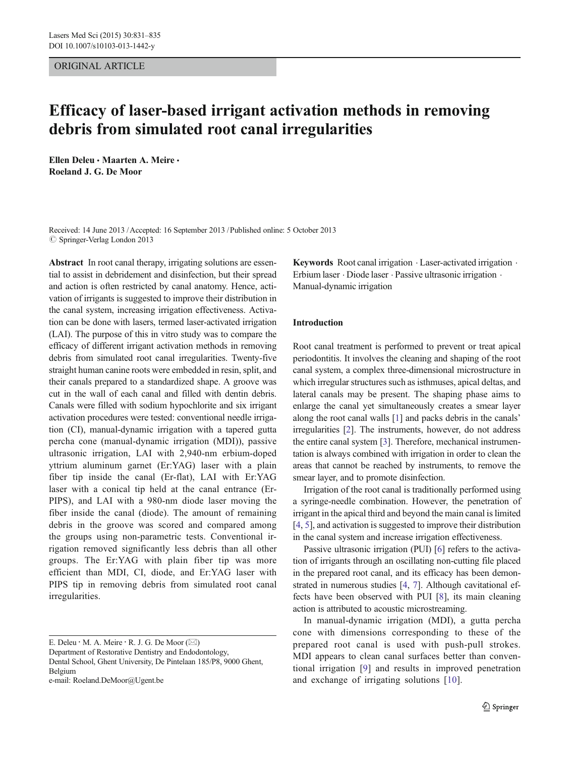ORIGINAL ARTICLE

# Efficacy of laser-based irrigant activation methods in removing debris from simulated root canal irregularities

**Ellen Deleu · Maarten A. Meire · Roeland J. G. De Moor**

Received: 14 June 2013 / Accepted: 16 September 2013 / Published online: 5 October 2013
© Springer-Verlag London 2013

**Abstract** In root canal therapy, irrigating solutions are essential to assist in debridement and disinfection, but their spread and action is often restricted by canal anatomy. Hence, activation of irrigants is suggested to improve their distribution in the canal system, increasing irrigation effectiveness. Activation can be done with lasers, termed laser-activated irrigation (LAI). The purpose of this in vitro study was to compare the efficacy of different irrigant activation methods in removing debris from simulated root canal irregularities. Twenty-five straight human canine roots were embedded in resin, split, and their canals prepared to a standardized shape. A groove was cut in the wall of each canal and filled with dentin debris. Canals were filled with sodium hypochlorite and six irrigant activation procedures were tested: conventional needle irrigation (CI), manual-dynamic irrigation with a tapered gutta percha cone (manual-dynamic irrigation (MDI)), passive ultrasonic irrigation, LAI with 2,940-nm erbium-doped yttrium aluminum garnet (Er:YAG) laser with a plain fiber tip inside the canal (Er-flat), LAI with Er:YAG laser with a conical tip held at the canal entrance (Er-PIPS), and LAI with a 980-nm diode laser moving the fiber inside the canal (diode). The amount of remaining debris in the groove was scored and compared among the groups using non-parametric tests. Conventional irrigation removed significantly less debris than all other groups. The Er:YAG with plain fiber tip was more efficient than MDI, CI, diode, and Er:YAG laser with PIPS tip in removing debris from simulated root canal irregularities.

**Keywords** Root canal irrigation · Laser-activated irrigation · Erbium laser · Diode laser · Passive ultrasonic irrigation · Manual-dynamic irrigation

E. Deleu · M. A. Meire · R. J. G. De Moor (✉)
Department of Restorative Dentistry and Endodontology, Dental School, Ghent University, De Pintelaan 185/P8, 9000 Ghent, Belgium
e-mail: Roeland.DeMoor@Ugent.be

## Introduction

Root canal treatment is performed to prevent or treat apical periodontitis. It involves the cleaning and shaping of the root canal system, a complex three-dimensional microstructure in which irregular structures such as isthmuses, apical deltas, and lateral canals may be present. The shaping phase aims to enlarge the canal yet simultaneously creates a smear layer along the root canal walls [1] and packs debris in the canals' irregularities [2]. The instruments, however, do not address the entire canal system [3]. Therefore, mechanical instrumentation is always combined with irrigation in order to clean the areas that cannot be reached by instruments, to remove the smear layer, and to promote disinfection.

Irrigation of the root canal is traditionally performed using a syringe-needle combination. However, the penetration of irrigant in the apical third and beyond the main canal is limited [4, 5], and activation is suggested to improve their distribution in the canal system and increase irrigation effectiveness.

Passive ultrasonic irrigation (PUI) [6] refers to the activation of irrigants through an oscillating non-cutting file placed in the prepared root canal, and its efficacy has been demonstrated in numerous studies [4, 7]. Although cavitational effects have been observed with PUI [8], its main cleaning action is attributed to acoustic microstreaming.

In manual-dynamic irrigation (MDI), a gutta percha cone with dimensions corresponding to these of the prepared root canal is used with push-pull strokes. MDI appears to clean canal surfaces better than conventional irrigation [9] and results in improved penetration and exchange of irrigating solutions [10].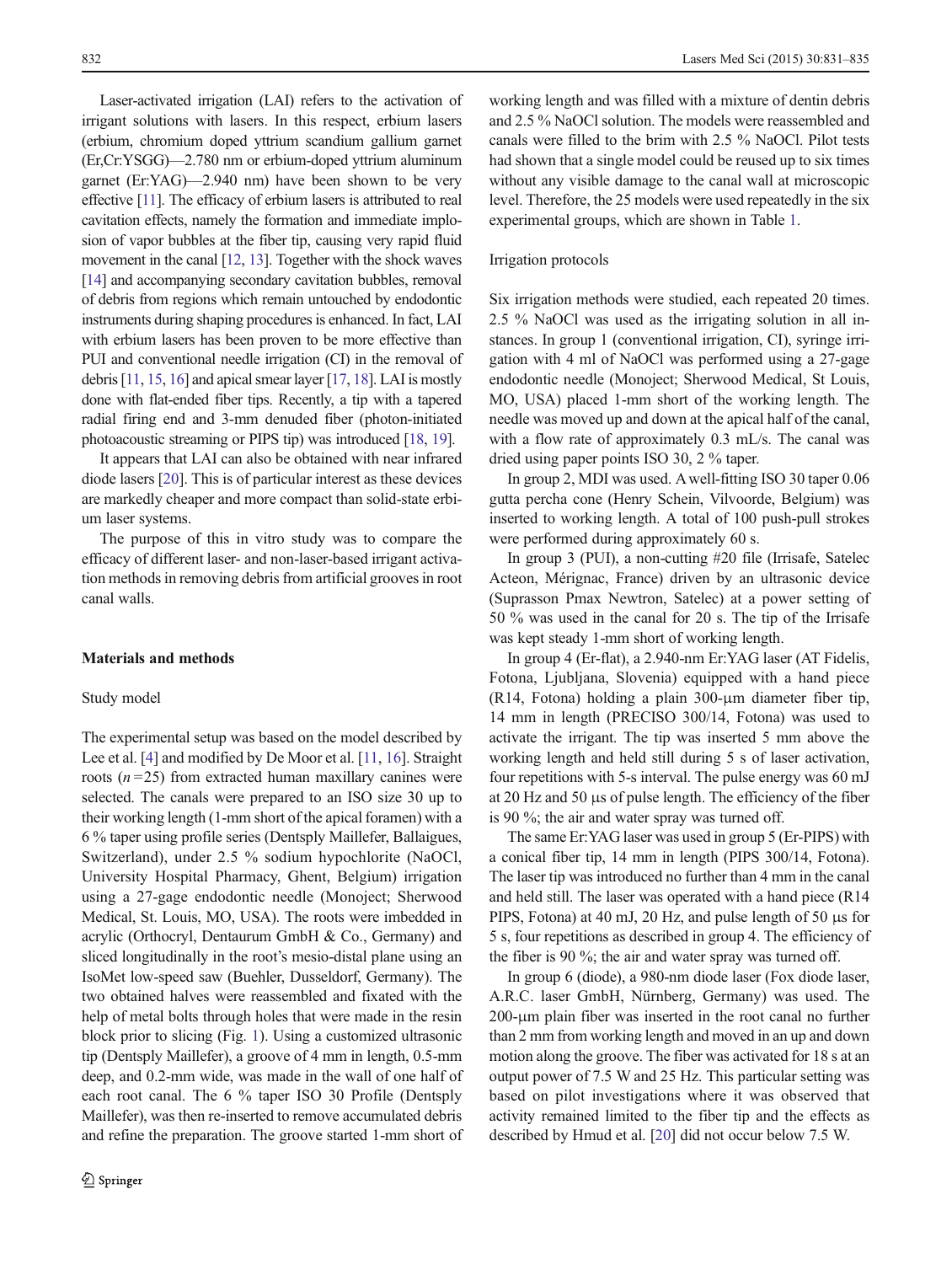Laser-activated irrigation (LAI) refers to the activation of irrigant solutions with lasers. In this respect, erbium lasers (erbium, chromium doped yttrium scandium gallium garnet (Er,Cr:YSGG)—2.780 nm or erbium-doped yttrium aluminum garnet (Er:YAG)—2.940 nm) have been shown to be very effective [11]. The efficacy of erbium lasers is attributed to real cavitation effects, namely the formation and immediate implosion of vapor bubbles at the fiber tip, causing very rapid fluid movement in the canal [12, 13]. Together with the shock waves [14] and accompanying secondary cavitation bubbles, removal of debris from regions which remain untouched by endodontic instruments during shaping procedures is enhanced. In fact, LAI with erbium lasers has been proven to be more effective than PUI and conventional needle irrigation (CI) in the removal of debris [11, 15, 16] and apical smear layer [17, 18]. LAI is mostly done with flat-ended fiber tips. Recently, a tip with a tapered radial firing end and 3-mm denuded fiber (photon-initiated photoacoustic streaming or PIPS tip) was introduced [18, 19].

It appears that LAI can also be obtained with near infrared diode lasers [20]. This is of particular interest as these devices are markedly cheaper and more compact than solid-state erbium laser systems.

The purpose of this in vitro study was to compare the efficacy of different laser- and non-laser-based irrigant activation methods in removing debris from artificial grooves in root canal walls.

## Materials and methods

### Study model

The experimental setup was based on the model described by Lee et al. [4] and modified by De Moor et al. [11, 16]. Straight roots ($n = 25$) from extracted human maxillary canines were selected. The canals were prepared to an ISO size 30 up to their working length (1-mm short of the apical foramen) with a 6 % taper using profile series (Dentsply Maillefer, Ballaigues, Switzerland), under 2.5 % sodium hypochlorite (NaOCl, University Hospital Pharmacy, Ghent, Belgium) irrigation using a 27-gage endodontic needle (Monoject; Sherwood Medical, St. Louis, MO, USA). The roots were imbedded in acrylic (Orthocryl, Dentaurum GmbH & Co., Germany) and sliced longitudinally in the root's mesio-distal plane using an IsoMet low-speed saw (Buehler, Dusseldorf, Germany). The two obtained halves were reassembled and fixated with the help of metal bolts through holes that were made in the resin block prior to slicing (Fig. 1). Using a customized ultrasonic tip (Dentsply Maillefer), a groove of 4 mm in length, 0.5-mm deep, and 0.2-mm wide, was made in the wall of one half of each root canal. The 6 % taper ISO 30 Profile (Dentsply Maillefer), was then re-inserted to remove accumulated debris and refine the preparation. The groove started 1-mm short of working length and was filled with a mixture of dentin debris and 2.5 % NaOCl solution. The models were reassembled and canals were filled to the brim with 2.5 % NaOCl. Pilot tests had shown that a single model could be reused up to six times without any visible damage to the canal wall at microscopic level. Therefore, the 25 models were used repeatedly in the six experimental groups, which are shown in Table 1.

### Irrigation protocols

Six irrigation methods were studied, each repeated 20 times. 2.5 % NaOCl was used as the irrigating solution in all instances. In group 1 (conventional irrigation, CI), syringe irrigation with 4 ml of NaOCl was performed using a 27-gage endodontic needle (Monoject; Sherwood Medical, St Louis, MO, USA) placed 1-mm short of the working length. The needle was moved up and down at the apical half of the canal, with a flow rate of approximately 0.3 mL/s. The canal was dried using paper points ISO 30, 2 % taper.

In group 2, MDI was used. A well-fitting ISO 30 taper 0.06 gutta percha cone (Henry Schein, Vilvoorde, Belgium) was inserted to working length. A total of 100 push-pull strokes were performed during approximately 60 s.

In group 3 (PUI), a non-cutting #20 file (Irrisafe, Satelec Acteon, Mérignac, France) driven by an ultrasonic device (Suprasson Pmax Newtron, Satelec) at a power setting of 50 % was used in the canal for 20 s. The tip of the Irrisafe was kept steady 1-mm short of working length.

In group 4 (Er-flat), a 2.940-nm Er:YAG laser (AT Fidelis, Fotona, Ljubljana, Slovenia) equipped with a hand piece (R14, Fotona) holding a plain 300-μm diameter fiber tip, 14 mm in length (PRECISO 300/14, Fotona) was used to activate the irrigant. The tip was inserted 5 mm above the working length and held still during 5 s of laser activation, four repetitions with 5-s interval. The pulse energy was 60 mJ at 20 Hz and 50 μs of pulse length. The efficiency of the fiber is 90 %; the air and water spray was turned off.

The same Er:YAG laser was used in group 5 (Er-PIPS) with a conical fiber tip, 14 mm in length (PIPS 300/14, Fotona). The laser tip was introduced no further than 4 mm in the canal and held still. The laser was operated with a hand piece (R14 PIPS, Fotona) at 40 mJ, 20 Hz, and pulse length of 50 μs for 5 s, four repetitions as described in group 4. The efficiency of the fiber is 90 %; the air and water spray was turned off.

In group 6 (diode), a 980-nm diode laser (Fox diode laser, A.R.C. laser GmbH, Nürnberg, Germany) was used. The 200-μm plain fiber was inserted in the root canal no further than 2 mm from working length and moved in an up and down motion along the groove. The fiber was activated for 18 s at an output power of 7.5 W and 25 Hz. This particular setting was based on pilot investigations where it was observed that activity remained limited to the fiber tip and the effects as described by Hmud et al. [20] did not occur below 7.5 W.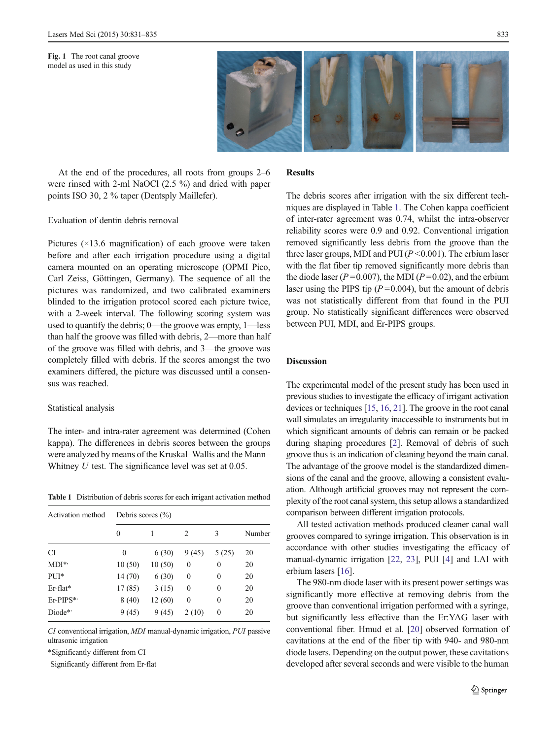Fig. 1 The root canal groove model as used in this study

At the end of the procedures, all roots from groups 2–6 were rinsed with 2-ml NaOCl (2.5 %) and dried with paper points ISO 30, 2 % taper (Dentsply Maillefer).

### Evaluation of dentin debris removal

Pictures (×13.6 magnification) of each groove were taken before and after each irrigation procedure using a digital camera mounted on an operating microscope (OPMI Pico, Carl Zeiss, Göttingen, Germany). The sequence of all the pictures was randomized, and two calibrated examiners blinded to the irrigation protocol scored each picture twice, with a 2-week interval. The following scoring system was used to quantify the debris; 0—the groove was empty, 1—less than half the groove was filled with debris, 2—more than half of the groove was filled with debris, and 3—the groove was completely filled with debris. If the scores amongst the two examiners differed, the picture was discussed until a consensus was reached.

### Statistical analysis

The inter- and intra-rater agreement was determined (Cohen kappa). The differences in debris scores between the groups were analyzed by means of the Kruskal–Wallis and the Mann–Whitney *U* test. The significance level was set at 0.05.

**Table 1** Distribution of debris scores for each irrigant activation method

| Activation method | Debris scores (%) | | | | |
|---|---|---|---|---|---|
| | 0 | 1 | 2 | 3 | Number |
| CI | 0 | 6 (30) | 9 (45) | 5 (25) | 20 |
| MDI*˙ | 10 (50) | 10 (50) | 0 | 0 | 20 |
| PUI* | 14 (70) | 6 (30) | 0 | 0 | 20 |
| Er-flat* | 17 (85) | 3 (15) | 0 | 0 | 20 |
| Er-PIPS*˙ | 8 (40) | 12 (60) | 0 | 0 | 20 |
| Diode*˙ | 9 (45) | 9 (45) | 2 (10) | 0 | 20 |

*CI* conventional irrigation, *MDI* manual-dynamic irrigation, *PUI* passive ultrasonic irrigation

*Significantly different from CI

˙Significantly different from Er-flat

## Results

The debris scores after irrigation with the six different techniques are displayed in Table 1. The Cohen kappa coefficient of inter-rater agreement was 0.74, whilst the intra-observer reliability scores were 0.9 and 0.92. Conventional irrigation removed significantly less debris from the groove than the three laser groups, MDI and PUI ($P<0.001$). The erbium laser with the flat fiber tip removed significantly more debris than the diode laser ($P=0.007$), the MDI ($P=0.02$), and the erbium laser using the PIPS tip ($P=0.004$), but the amount of debris was not statistically different from that found in the PUI group. No statistically significant differences were observed between PUI, MDI, and Er-PIPS groups.

## Discussion

The experimental model of the present study has been used in previous studies to investigate the efficacy of irrigant activation devices or techniques [15, 16, 21]. The groove in the root canal wall simulates an irregularity inaccessible to instruments but in which significant amounts of debris can remain or be packed during shaping procedures [2]. Removal of debris of such groove thus is an indication of cleaning beyond the main canal. The advantage of the groove model is the standardized dimensions of the canal and the groove, allowing a consistent evaluation. Although artificial grooves may not represent the complexity of the root canal system, this setup allows a standardized comparison between different irrigation protocols.

All tested activation methods produced cleaner canal wall grooves compared to syringe irrigation. This observation is in accordance with other studies investigating the efficacy of manual-dynamic irrigation [22, 23], PUI [4] and LAI with erbium lasers [16].

The 980-nm diode laser with its present power settings was significantly more effective at removing debris from the groove than conventional irrigation performed with a syringe, but significantly less effective than the Er:YAG laser with conventional fiber. Hmud et al. [20] observed formation of cavitations at the end of the fiber tip with 940- and 980-nm diode lasers. Depending on the output power, these cavitations developed after several seconds and were visible to the human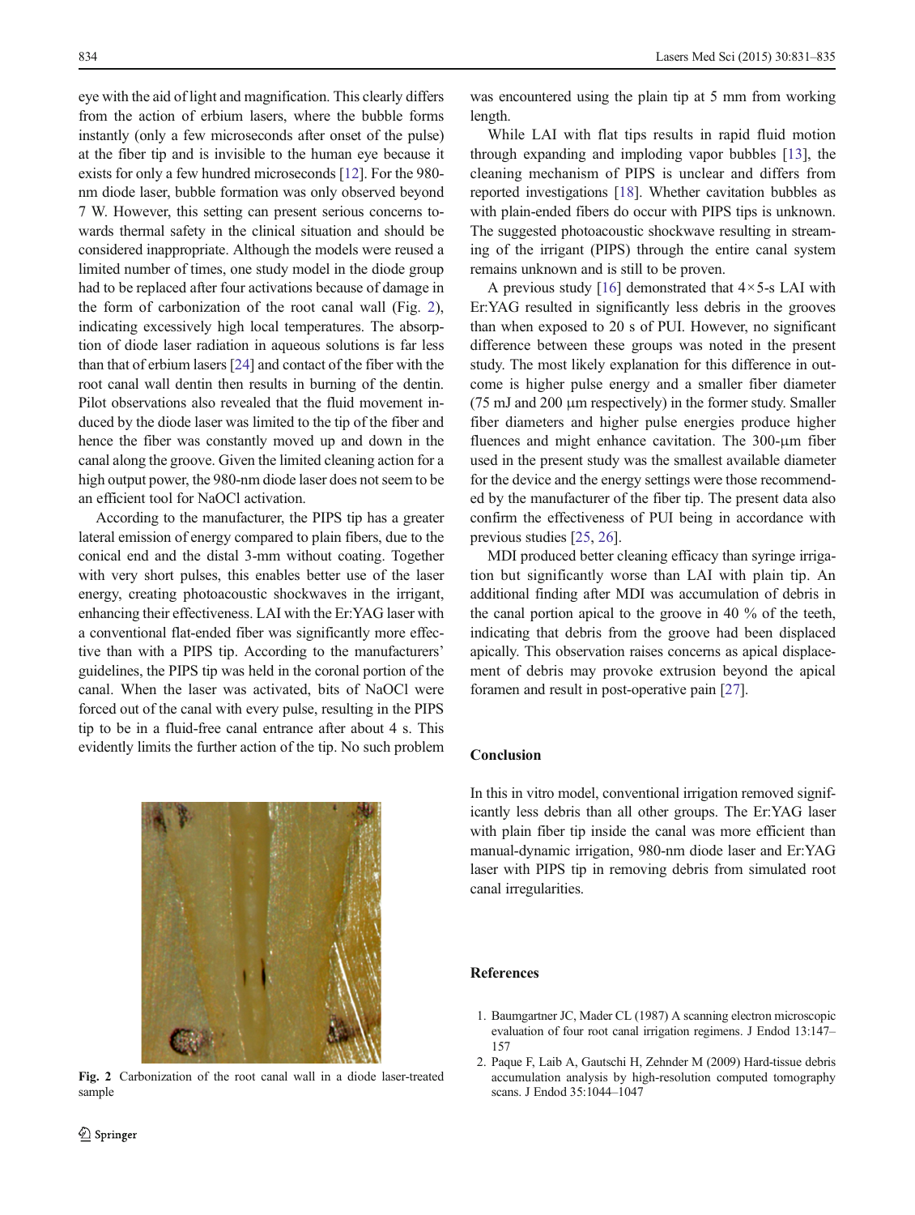eye with the aid of light and magnification. This clearly differs from the action of erbium lasers, where the bubble forms instantly (only a few microseconds after onset of the pulse) at the fiber tip and is invisible to the human eye because it exists for only a few hundred microseconds [12]. For the 980-nm diode laser, bubble formation was only observed beyond 7 W. However, this setting can present serious concerns towards thermal safety in the clinical situation and should be considered inappropriate. Although the models were reused a limited number of times, one study model in the diode group had to be replaced after four activations because of damage in the form of carbonization of the root canal wall (Fig. 2), indicating excessively high local temperatures. The absorption of diode laser radiation in aqueous solutions is far less than that of erbium lasers [24] and contact of the fiber with the root canal wall dentin then results in burning of the dentin. Pilot observations also revealed that the fluid movement induced by the diode laser was limited to the tip of the fiber and hence the fiber was constantly moved up and down in the canal along the groove. Given the limited cleaning action for a high output power, the 980-nm diode laser does not seem to be an efficient tool for NaOCl activation.

According to the manufacturer, the PIPS tip has a greater lateral emission of energy compared to plain fibers, due to the conical end and the distal 3-mm without coating. Together with very short pulses, this enables better use of the laser energy, creating photoacoustic shockwaves in the irrigant, enhancing their effectiveness. LAI with the Er:YAG laser with a conventional flat-ended fiber was significantly more effective than with a PIPS tip. According to the manufacturers' guidelines, the PIPS tip was held in the coronal portion of the canal. When the laser was activated, bits of NaOCl were forced out of the canal with every pulse, resulting in the PIPS tip to be in a fluid-free canal entrance after about 4 s. This evidently limits the further action of the tip. No such problem was encountered using the plain tip at 5 mm from working length.

Fig. 2 Carbonization of the root canal wall in a diode laser-treated sample

While LAI with flat tips results in rapid fluid motion through expanding and imploding vapor bubbles [13], the cleaning mechanism of PIPS is unclear and differs from reported investigations [18]. Whether cavitation bubbles as with plain-ended fibers do occur with PIPS tips is unknown. The suggested photoacoustic shockwave resulting in streaming of the irrigant (PIPS) through the entire canal system remains unknown and is still to be proven.

A previous study [16] demonstrated that 4×5-s LAI with Er:YAG resulted in significantly less debris in the grooves than when exposed to 20 s of PUI. However, no significant difference between these groups was noted in the present study. The most likely explanation for this difference in outcome is higher pulse energy and a smaller fiber diameter (75 mJ and 200 μm respectively) in the former study. Smaller fiber diameters and higher pulse energies produce higher fluences and might enhance cavitation. The 300-μm fiber used in the present study was the smallest available diameter for the device and the energy settings were those recommended by the manufacturer of the fiber tip. The present data also confirm the effectiveness of PUI being in accordance with previous studies [25, 26].

MDI produced better cleaning efficacy than syringe irrigation but significantly worse than LAI with plain tip. An additional finding after MDI was accumulation of debris in the canal portion apical to the groove in 40 % of the teeth, indicating that debris from the groove had been displaced apically. This observation raises concerns as apical displacement of debris may provoke extrusion beyond the apical foramen and result in post-operative pain [27].

## Conclusion

In this in vitro model, conventional irrigation removed significantly less debris than all other groups. The Er:YAG laser with plain fiber tip inside the canal was more efficient than manual-dynamic irrigation, 980-nm diode laser and Er:YAG laser with PIPS tip in removing debris from simulated root canal irregularities.

## References

1. Baumgartner JC, Mader CL (1987) A scanning electron microscopic evaluation of four root canal irrigation regimens. J Endod 13:147–157
2. Paque F, Laib A, Gautschi H, Zehnder M (2009) Hard-tissue debris accumulation analysis by high-resolution computed tomography scans. J Endod 35:1044–1047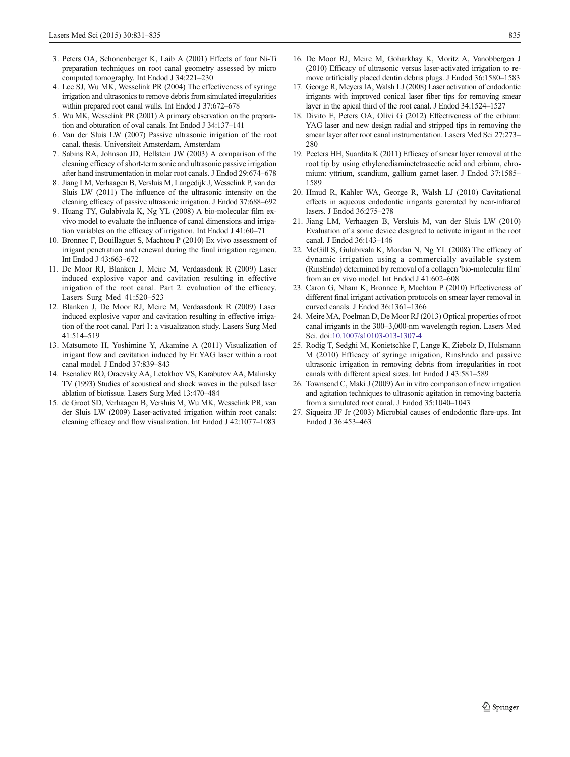3. Peters OA, Schonenberger K, Laib A (2001) Effects of four Ni-Ti preparation techniques on root canal geometry assessed by micro computed tomography. Int Endod J 34:221–230
4. Lee SJ, Wu MK, Wesselink PR (2004) The effectiveness of syringe irrigation and ultrasonics to remove debris from simulated irregularities within prepared root canal walls. Int Endod J 37:672–678
5. Wu MK, Wesselink PR (2001) A primary observation on the preparation and obturation of oval canals. Int Endod J 34:137–141
6. Van der Sluis LW (2007) Passive ultrasonic irrigation of the root canal. thesis. Universiteit Amsterdam, Amsterdam
7. Sabins RA, Johnson JD, Hellstein JW (2003) A comparison of the cleaning efficacy of short-term sonic and ultrasonic passive irrigation after hand instrumentation in molar root canals. J Endod 29:674–678
8. Jiang LM, Verhaagen B, Versluis M, Langedijk J, Wesselink P, van der Sluis LW (2011) The influence of the ultrasonic intensity on the cleaning efficacy of passive ultrasonic irrigation. J Endod 37:688–692
9. Huang TY, Gulabivala K, Ng YL (2008) A bio-molecular film ex-vivo model to evaluate the influence of canal dimensions and irrigation variables on the efficacy of irrigation. Int Endod J 41:60–71
10. Bronnec F, Bouillaguet S, Machtou P (2010) Ex vivo assessment of irrigant penetration and renewal during the final irrigation regimen. Int Endod J 43:663–672
11. De Moor RJ, Blanken J, Meire M, Verdaasdonk R (2009) Laser induced explosive vapor and cavitation resulting in effective irrigation of the root canal. Part 2: evaluation of the efficacy. Lasers Surg Med 41:520–523
12. Blanken J, De Moor RJ, Meire M, Verdaasdonk R (2009) Laser induced explosive vapor and cavitation resulting in effective irrigation of the root canal. Part 1: a visualization study. Lasers Surg Med 41:514–519
13. Matsumoto H, Yoshimine Y, Akamine A (2011) Visualization of irrigant flow and cavitation induced by Er:YAG laser within a root canal model. J Endod 37:839–843
14. Esenaliev RO, Oraevsky AA, Letokhov VS, Karabutov AA, Malinsky TV (1993) Studies of acoustical and shock waves in the pulsed laser ablation of biotissue. Lasers Surg Med 13:470–484
15. de Groot SD, Verhaagen B, Versluis M, Wu MK, Wesselink PR, van der Sluis LW (2009) Laser-activated irrigation within root canals: cleaning efficacy and flow visualization. Int Endod J 42:1077–1083
16. De Moor RJ, Meire M, Goharkhay K, Moritz A, Vanobbergen J (2010) Efficacy of ultrasonic versus laser-activated irrigation to remove artificially placed dentin debris plugs. J Endod 36:1580–1583
17. George R, Meyers IA, Walsh LJ (2008) Laser activation of endodontic irrigants with improved conical laser fiber tips for removing smear layer in the apical third of the root canal. J Endod 34:1524–1527
18. Divito E, Peters OA, Olivi G (2012) Effectiveness of the erbium: YAG laser and new design radial and stripped tips in removing the smear layer after root canal instrumentation. Lasers Med Sci 27:273–280
19. Peeters HH, Suardita K (2011) Efficacy of smear layer removal at the root tip by using ethylenediaminetetraacetic acid and erbium, chromium: yttrium, scandium, gallium garnet laser. J Endod 37:1585–1589
20. Hmud R, Kahler WA, George R, Walsh LJ (2010) Cavitational effects in aqueous endodontic irrigants generated by near-infrared lasers. J Endod 36:275–278
21. Jiang LM, Verhaagen B, Versluis M, van der Sluis LW (2010) Evaluation of a sonic device designed to activate irrigant in the root canal. J Endod 36:143–146
22. McGill S, Gulabivala K, Mordan N, Ng YL (2008) The efficacy of dynamic irrigation using a commercially available system (RinsEndo) determined by removal of a collagen 'bio-molecular film' from an ex vivo model. Int Endod J 41:602–608
23. Caron G, Nham K, Bronnec F, Machtou P (2010) Effectiveness of different final irrigant activation protocols on smear layer removal in curved canals. J Endod 36:1361–1366
24. Meire MA, Poelman D, De Moor RJ (2013) Optical properties of root canal irrigants in the 300–3,000-nm wavelength region. Lasers Med Sci. doi:10.1007/s10103-013-1307-4
25. Rodig T, Sedghi M, Konietschke F, Lange K, Ziebolz D, Hulsmann M (2010) Efficacy of syringe irrigation, RinsEndo and passive ultrasonic irrigation in removing debris from irregularities in root canals with different apical sizes. Int Endod J 43:581–589
26. Townsend C, Maki J (2009) An in vitro comparison of new irrigation and agitation techniques to ultrasonic agitation in removing bacteria from a simulated root canal. J Endod 35:1040–1043
27. Siqueira JF Jr (2003) Microbial causes of endodontic flare-ups. Int Endod J 36:453–463